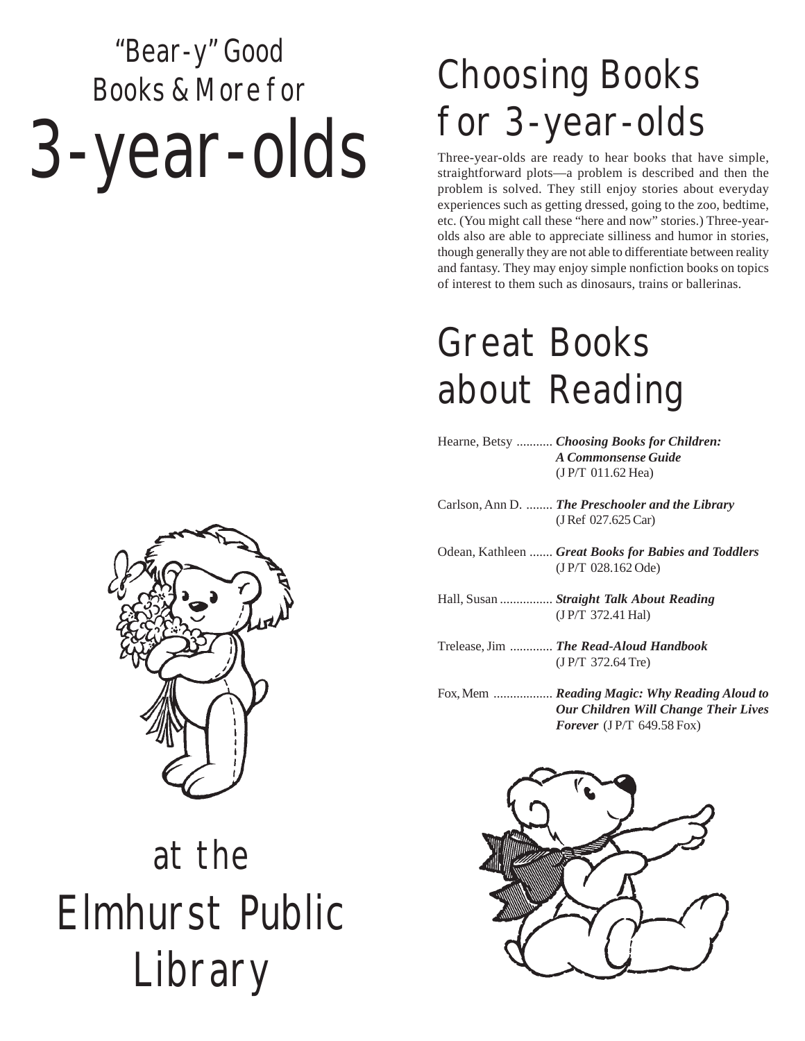# "Bear-y" Good Books & More for 3-year-olds

# at the Elmhurst Public Library

## Choosing Books for 3-year-olds

Three-year-olds are ready to hear books that have simple, straightforward plots—a problem is described and then the problem is solved. They still enjoy stories about everyday experiences such as getting dressed, going to the zoo, bedtime, etc. (You might call these "here and now" stories.) Three-year-olds also are able to appreciate silliness and humor in stories, though generally they are not able to differentiate between reality and fantasy. They may enjoy simple nonfiction books on topics of interest to them such as dinosaurs, trains or ballerinas.

## Great Books about Reading

Hearne, Betsy ........... ***Choosing Books for Children: A Commonsense Guide*** (J P/T 011.62 Hea)

Carlson, Ann D. ........ ***The Preschooler and the Library*** (J Ref 027.625 Car)

Odean, Kathleen ....... ***Great Books for Babies and Toddlers*** (J P/T 028.162 Ode)

Hall, Susan ................ ***Straight Talk About Reading*** (J P/T 372.41 Hal)

Trelease, Jim ............. ***The Read-Aloud Handbook*** (J P/T 372.64 Tre)

Fox, Mem .................. ***Reading Magic: Why Reading Aloud to Our Children Will Change Their Lives Forever*** (J P/T 649.58 Fox)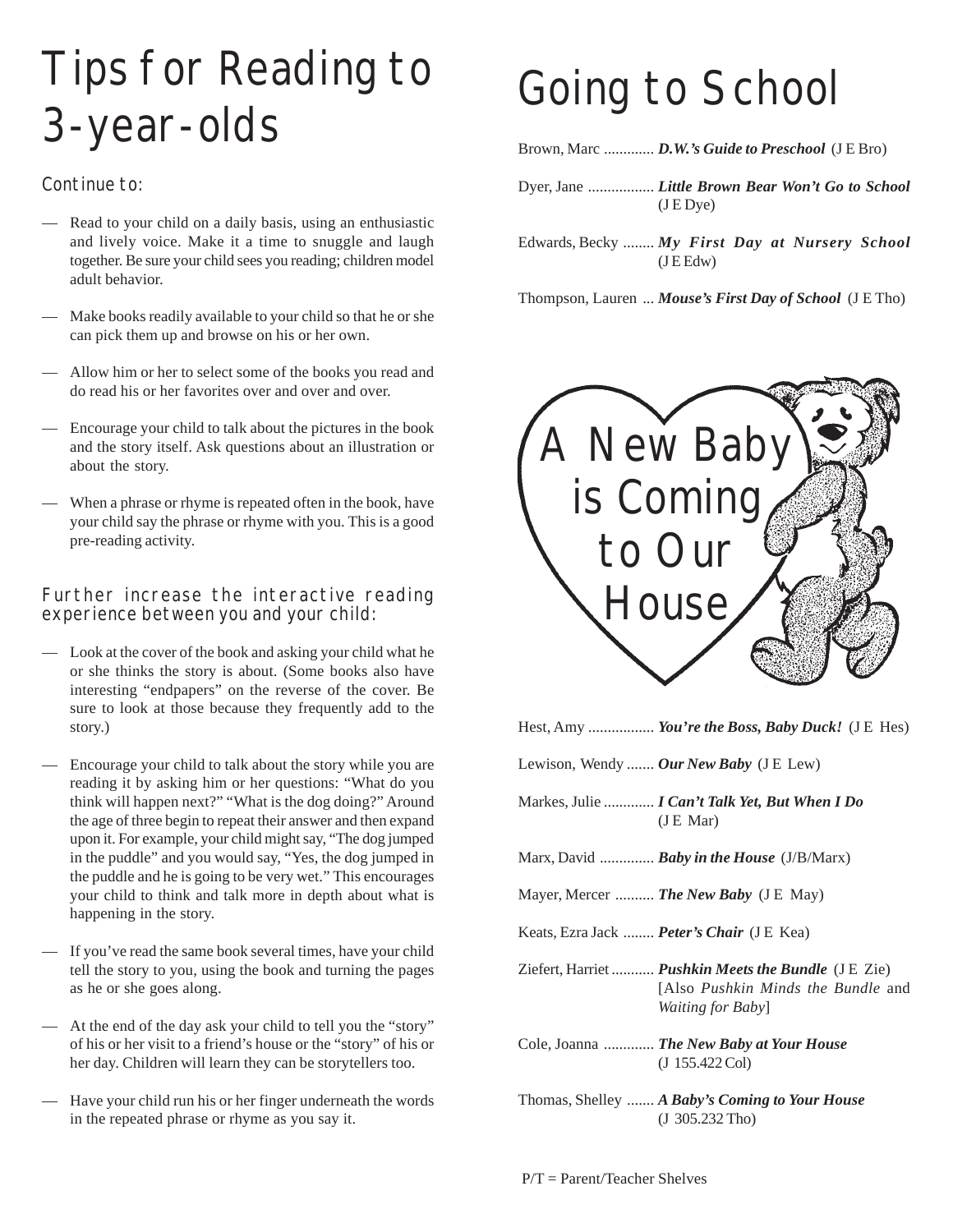# Tips for Reading to 3-year-olds

### Continue to:

- Read to your child on a daily basis, using an enthusiastic and lively voice. Make it a time to snuggle and laugh together. Be sure your child sees you reading; children model adult behavior.
- Make books readily available to your child so that he or she can pick them up and browse on his or her own.
- Allow him or her to select some of the books you read and do read his or her favorites over and over and over.
- Encourage your child to talk about the pictures in the book and the story itself. Ask questions about an illustration or about the story.
- When a phrase or rhyme is repeated often in the book, have your child say the phrase or rhyme with you. This is a good pre-reading activity.

### Further increase the interactive reading experience between you and your child:

- Look at the cover of the book and asking your child what he or she thinks the story is about. (Some books also have interesting "endpapers" on the reverse of the cover. Be sure to look at those because they frequently add to the story.)
- Encourage your child to talk about the story while you are reading it by asking him or her questions: "What do you think will happen next?" "What is the dog doing?" Around the age of three begin to repeat their answer and then expand upon it. For example, your child might say, "The dog jumped in the puddle" and you would say, "Yes, the dog jumped in the puddle and he is going to be very wet." This encourages your child to think and talk more in depth about what is happening in the story.
- If you've read the same book several times, have your child tell the story to you, using the book and turning the pages as he or she goes along.
- At the end of the day ask your child to tell you the "story" of his or her visit to a friend's house or the "story" of his or her day. Children will learn they can be storytellers too.
- Have your child run his or her finger underneath the words in the repeated phrase or rhyme as you say it.

# Going to School

Brown, Marc ............. ***D.W.'s Guide to Preschool*** (J E Bro)

Dyer, Jane ................. ***Little Brown Bear Won't Go to School*** (J E Dye)

Edwards, Becky ........ ***My First Day at Nursery School*** (J E Edw)

Thompson, Lauren ... ***Mouse's First Day of School*** (J E Tho)

# A New Baby is Coming to Our House

Hest, Amy ................. ***You're the Boss, Baby Duck!*** (J E Hes)

Lewison, Wendy ....... ***Our New Baby*** (J E Lew)

Markes, Julie ............. ***I Can't Talk Yet, But When I Do*** (J E Mar)

Marx, David .............. ***Baby in the House*** (J/B/Marx)

Mayer, Mercer .......... ***The New Baby*** (J E May)

Keats, Ezra Jack ........ ***Peter's Chair*** (J E Kea)

Ziefert, Harriet ........... ***Pushkin Meets the Bundle*** (J E Zie) [Also *Pushkin Minds the Bundle* and *Waiting for Baby*]

Cole, Joanna ............. ***The New Baby at Your House*** (J 155.422 Col)

Thomas, Shelley ....... ***A Baby's Coming to Your House*** (J 305.232 Tho)

P/T = Parent/Teacher Shelves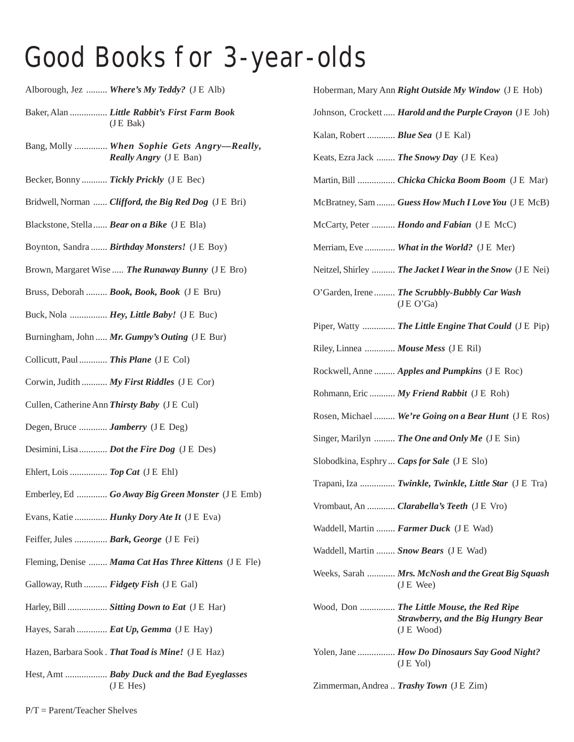# Good Books for 3-year-olds

Alborough, Jez ......... ***Where's My Teddy?*** (J E Alb)

Baker, Alan ................ ***Little Rabbit's First Farm Book*** (J E Bak)

Bang, Molly .............. ***When Sophie Gets Angry—Really, Really Angry*** (J E Ban)

Becker, Bonny ........... ***Tickly Prickly*** (J E Bec)

Bridwell, Norman ...... ***Clifford, the Big Red Dog*** (J E Bri)

Blackstone, Stella ...... ***Bear on a Bike*** (J E Bla)

Boynton, Sandra ....... ***Birthday Monsters!*** (J E Boy)

Brown, Margaret Wise ..... ***The Runaway Bunny*** (J E Bro)

Bruss, Deborah ......... ***Book, Book, Book*** (J E Bru)

Buck, Nola ................ ***Hey, Little Baby!*** (J E Buc)

Burningham, John ..... ***Mr. Gumpy's Outing*** (J E Bur)

Collicutt, Paul ............ ***This Plane*** (J E Col)

Corwin, Judith ........... ***My First Riddles*** (J E Cor)

Cullen, Catherine Ann ***Thirsty Baby*** (J E Cul)

Degen, Bruce ............ ***Jamberry*** (J E Deg)

Desimini, Lisa ............ ***Dot the Fire Dog*** (J E Des)

Ehlert, Lois ................ ***Top Cat*** (J E Ehl)

Emberley, Ed ............. ***Go Away Big Green Monster*** (J E Emb)

Evans, Katie .............. ***Hunky Dory Ate It*** (J E Eva)

Feiffer, Jules .............. ***Bark, George*** (J E Fei)

Fleming, Denise ........ ***Mama Cat Has Three Kittens*** (J E Fle)

Galloway, Ruth .......... ***Fidgety Fish*** (J E Gal)

Harley, Bill ................. ***Sitting Down to Eat*** (J E Har)

Hayes, Sarah ............. ***Eat Up, Gemma*** (J E Hay)

Hazen, Barbara Sook . ***That Toad is Mine!*** (J E Haz)

Hest, Amt .................. ***Baby Duck and the Bad Eyeglasses*** (J E Hes)

Hoberman, Mary Ann ***Right Outside My Window*** (J E Hob)

Johnson, Crockett ..... ***Harold and the Purple Crayon*** (J E Joh)

Kalan, Robert ............ ***Blue Sea*** (J E Kal)

Keats, Ezra Jack ........ ***The Snowy Day*** (J E Kea)

Martin, Bill ................ ***Chicka Chicka Boom Boom*** (J E Mar)

McBratney, Sam ........ ***Guess How Much I Love You*** (J E McB)

McCarty, Peter .......... ***Hondo and Fabian*** (J E McC)

Merriam, Eve ............. ***What in the World?*** (J E Mer)

Neitzel, Shirley .......... ***The Jacket I Wear in the Snow*** (J E Nei)

O'Garden, Irene ......... ***The Scrubbly-Bubbly Car Wash*** (J E O'Ga)

Piper, Watty .............. ***The Little Engine That Could*** (J E Pip)

Riley, Linnea ............. ***Mouse Mess*** (J E Ril)

Rockwell, Anne ......... ***Apples and Pumpkins*** (J E Roc)

Rohmann, Eric ........... ***My Friend Rabbit*** (J E Roh)

Rosen, Michael ......... ***We're Going on a Bear Hunt*** (J E Ros)

Singer, Marilyn ......... ***The One and Only Me*** (J E Sin)

Slobodkina, Esphry ... ***Caps for Sale*** (J E Slo)

Trapani, Iza ............... ***Twinkle, Twinkle, Little Star*** (J E Tra)

Vrombaut, An ............ ***Clarabella's Teeth*** (J E Vro)

Waddell, Martin ........ ***Farmer Duck*** (J E Wad)

Waddell, Martin ........ ***Snow Bears*** (J E Wad)

Weeks, Sarah ............ ***Mrs. McNosh and the Great Big Squash*** (J E Wee)

Wood, Don ............... ***The Little Mouse, the Red Ripe Strawberry, and the Big Hungry Bear*** (J E Wood)

Yolen, Jane ................ ***How Do Dinosaurs Say Good Night?*** (J E Yol)

Zimmerman, Andrea .. ***Trashy Town*** (J E Zim)

P/T = Parent/Teacher Shelves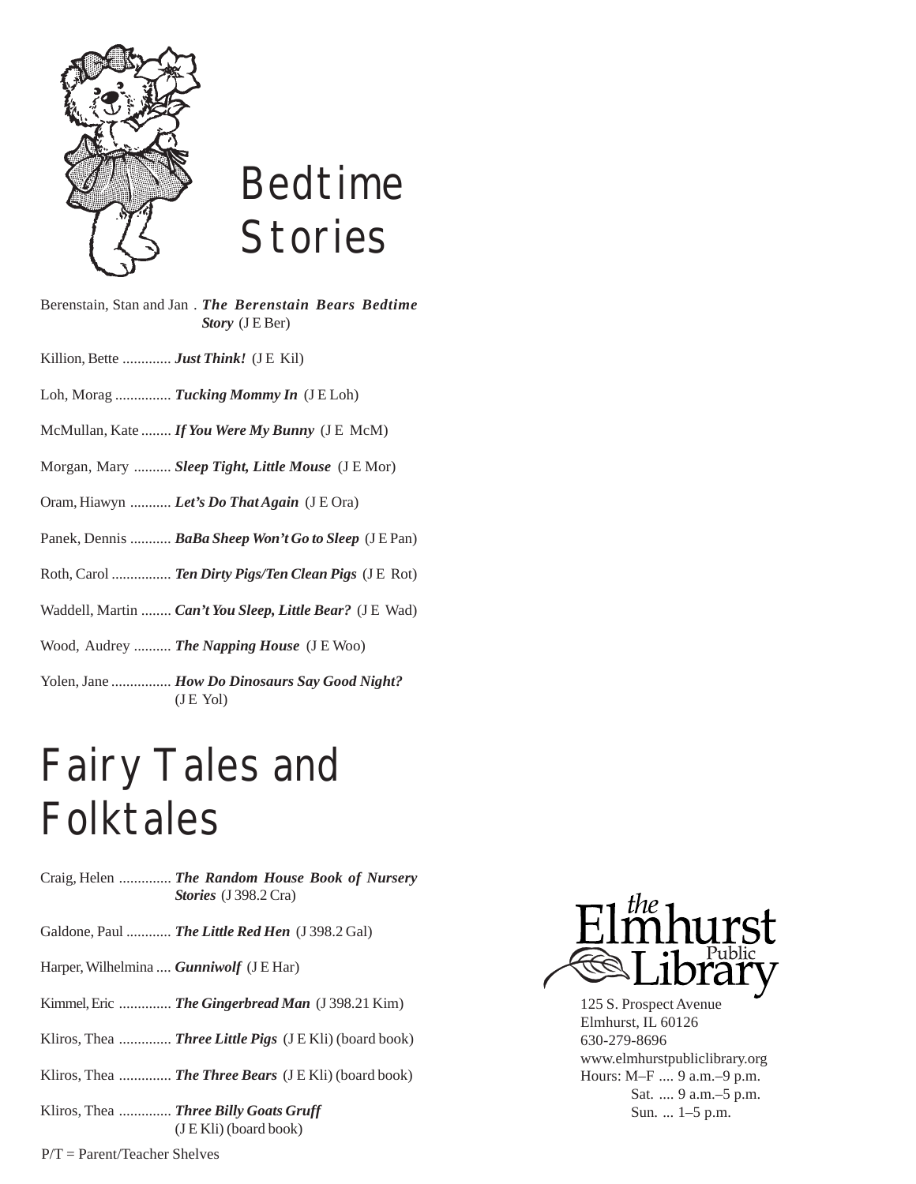# Bedtime Stories

Berenstain, Stan and Jan . ***The Berenstain Bears Bedtime Story*** (J E Ber)

Killion, Bette ............. ***Just Think!*** (J E Kil)

Loh, Morag ............... ***Tucking Mommy In*** (J E Loh)

McMullan, Kate ........ ***If You Were My Bunny*** (J E McM)

Morgan, Mary .......... ***Sleep Tight, Little Mouse*** (J E Mor)

Oram, Hiawyn ........... ***Let's Do That Again*** (J E Ora)

Panek, Dennis ........... ***BaBa Sheep Won't Go to Sleep*** (J E Pan)

Roth, Carol ................ ***Ten Dirty Pigs/Ten Clean Pigs*** (J E Rot)

Waddell, Martin ........ ***Can't You Sleep, Little Bear?*** (J E Wad)

Wood, Audrey .......... ***The Napping House*** (J E Woo)

Yolen, Jane ................ ***How Do Dinosaurs Say Good Night?*** (J E Yol)

# Fairy Tales and Folktales

Craig, Helen .............. ***The Random House Book of Nursery Stories*** (J 398.2 Cra)

Galdone, Paul ............ ***The Little Red Hen*** (J 398.2 Gal)

Harper, Wilhelmina .... ***Gunniwolf*** (J E Har)

Kimmel, Eric .............. ***The Gingerbread Man*** (J 398.21 Kim)

Kliros, Thea .............. ***Three Little Pigs*** (J E Kli) (board book)

Kliros, Thea .............. ***The Three Bears*** (J E Kli) (board book)

Kliros, Thea .............. ***Three Billy Goats Gruff*** (J E Kli) (board book)

P/T = Parent/Teacher Shelves

the Elmhurst Public Library

125 S. Prospect Avenue
Elmhurst, IL 60126
630-279-8696
www.elmhurstpubliclibrary.org
Hours: M–F .... 9 a.m.–9 p.m.
Sat. .... 9 a.m.–5 p.m.
Sun. ... 1–5 p.m.